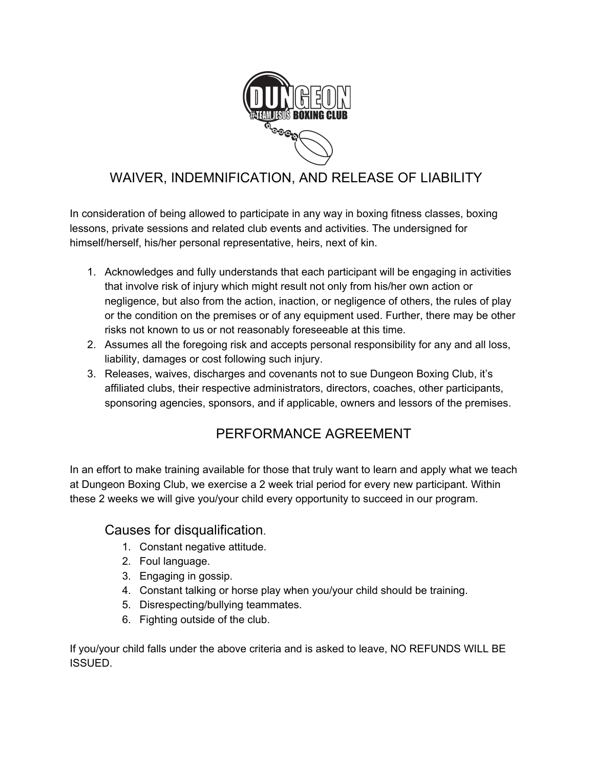# WAIVER, INDEMNIFICATION, AND RELEASE OF LIABILITY

In consideration of being allowed to participate in any way in boxing fitness classes, boxing lessons, private sessions and related club events and activities. The undersigned for himself/herself, his/her personal representative, heirs, next of kin.

1. Acknowledges and fully understands that each participant will be engaging in activities that involve risk of injury which might result not only from his/her own action or negligence, but also from the action, inaction, or negligence of others, the rules of play or the condition on the premises or of any equipment used. Further, there may be other risks not known to us or not reasonably foreseeable at this time.
2. Assumes all the foregoing risk and accepts personal responsibility for any and all loss, liability, damages or cost following such injury.
3. Releases, waives, discharges and covenants not to sue Dungeon Boxing Club, it's affiliated clubs, their respective administrators, directors, coaches, other participants, sponsoring agencies, sponsors, and if applicable, owners and lessors of the premises.

# PERFORMANCE AGREEMENT

In an effort to make training available for those that truly want to learn and apply what we teach at Dungeon Boxing Club, we exercise a 2 week trial period for every new participant. Within these 2 weeks we will give you/your child every opportunity to succeed in our program.

## Causes for disqualification.

1. Constant negative attitude.
2. Foul language.
3. Engaging in gossip.
4. Constant talking or horse play when you/your child should be training.
5. Disrespecting/bullying teammates.
6. Fighting outside of the club.

If you/your child falls under the above criteria and is asked to leave, NO REFUNDS WILL BE ISSUED.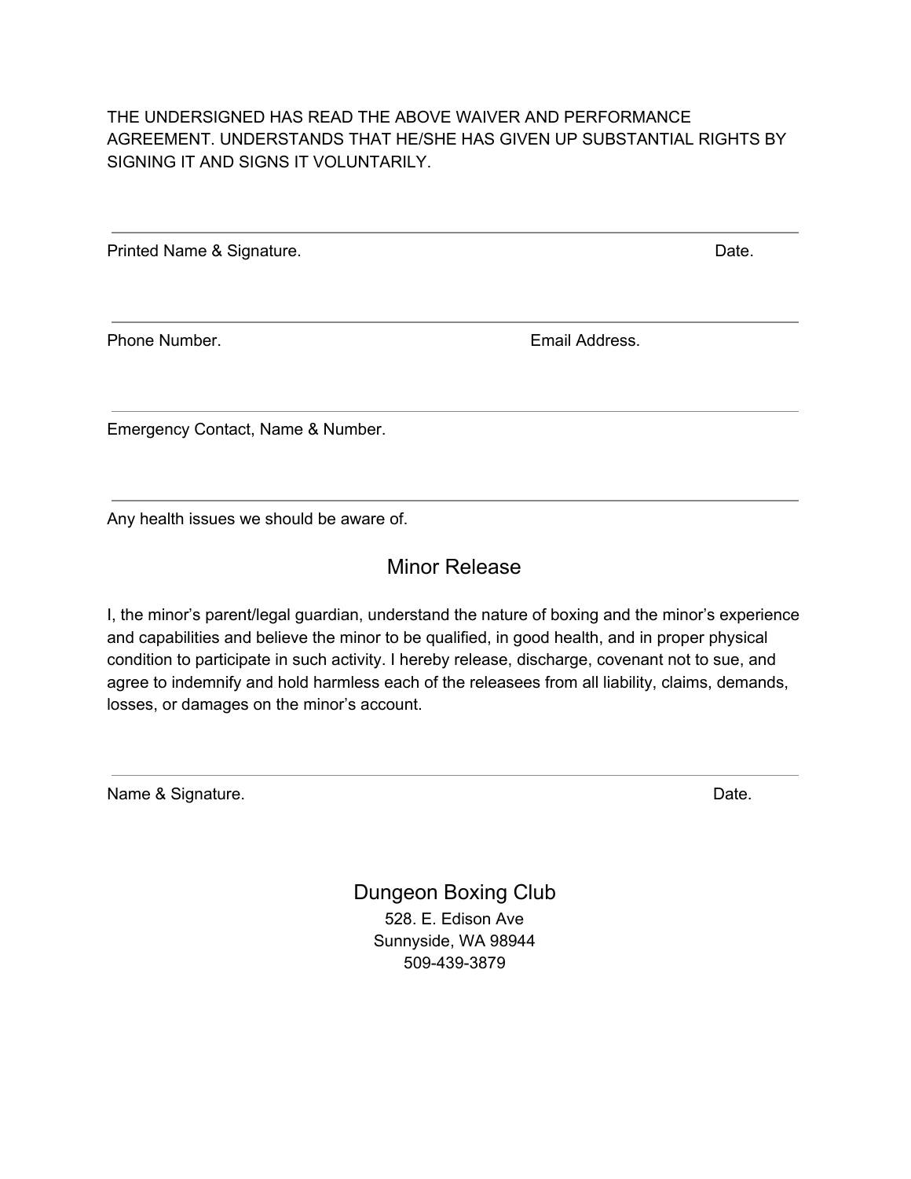THE UNDERSIGNED HAS READ THE ABOVE WAIVER AND PERFORMANCE AGREEMENT. UNDERSTANDS THAT HE/SHE HAS GIVEN UP SUBSTANTIAL RIGHTS BY SIGNING IT AND SIGNS IT VOLUNTARILY.

---

Printed Name & Signature. Date.

---

Phone Number. Email Address.

---

Emergency Contact, Name & Number.

---

Any health issues we should be aware of.

## Minor Release

I, the minor's parent/legal guardian, understand the nature of boxing and the minor's experience and capabilities and believe the minor to be qualified, in good health, and in proper physical condition to participate in such activity. I hereby release, discharge, covenant not to sue, and agree to indemnify and hold harmless each of the releasees from all liability, claims, demands, losses, or damages on the minor's account.

---

Name & Signature. Date.

Dungeon Boxing Club

528. E. Edison Ave

Sunnyside, WA 98944

509-439-3879